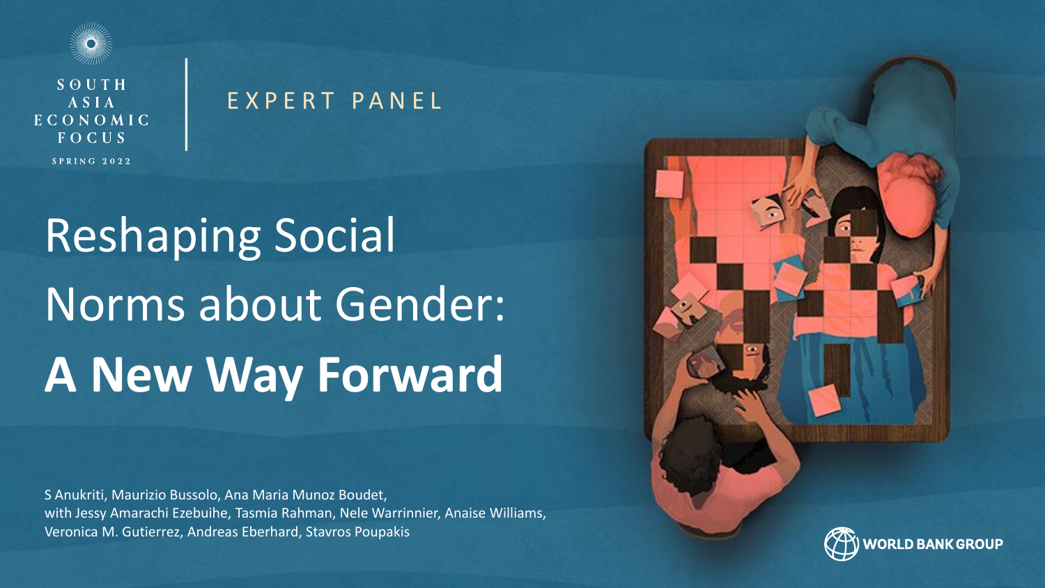SOUTH ASIA ECONOMIC FOCUS

SPRING 2022

EXPERT PANEL

# Reshaping Social Norms about Gender: **A New Way Forward**

S Anukriti, Maurizio Bussolo, Ana Maria Munoz Boudet,
with Jessy Amarachi Ezebuihe, Tasmia Rahman, Nele Warrinnier, Anaise Williams,
Veronica M. Gutierrez, Andreas Eberhard, Stavros Poupakis

WORLD BANK GROUP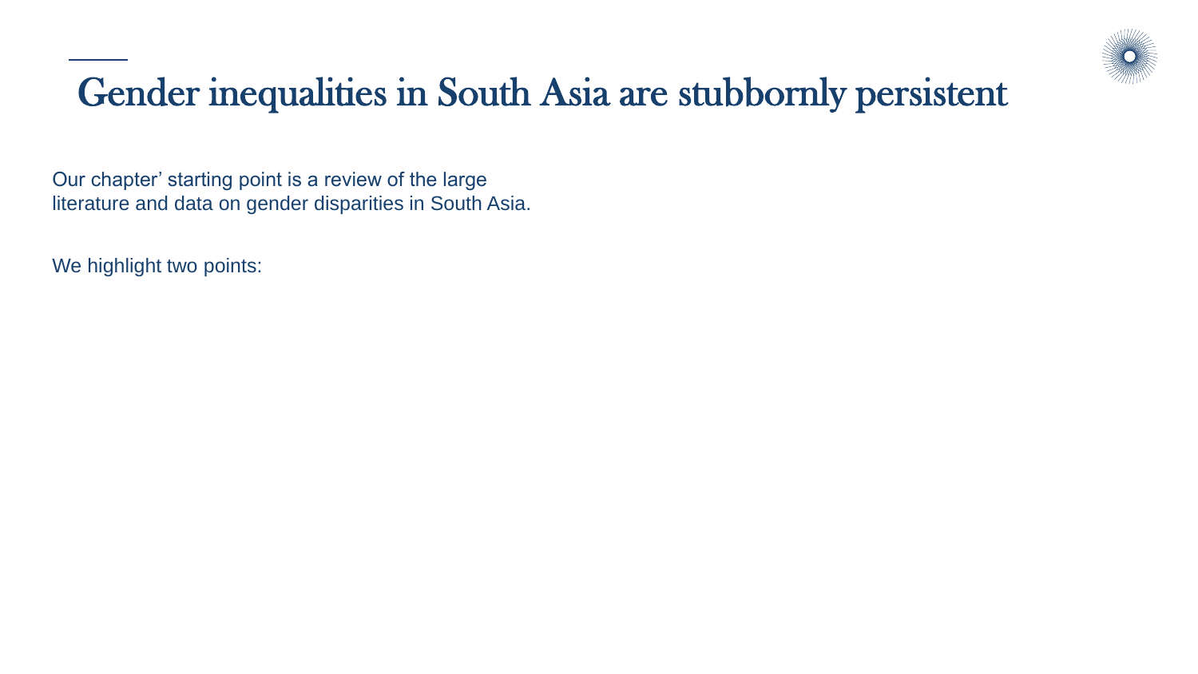# Gender inequalities in South Asia are stubbornly persistent

Our chapter' starting point is a review of the large literature and data on gender disparities in South Asia.

We highlight two points: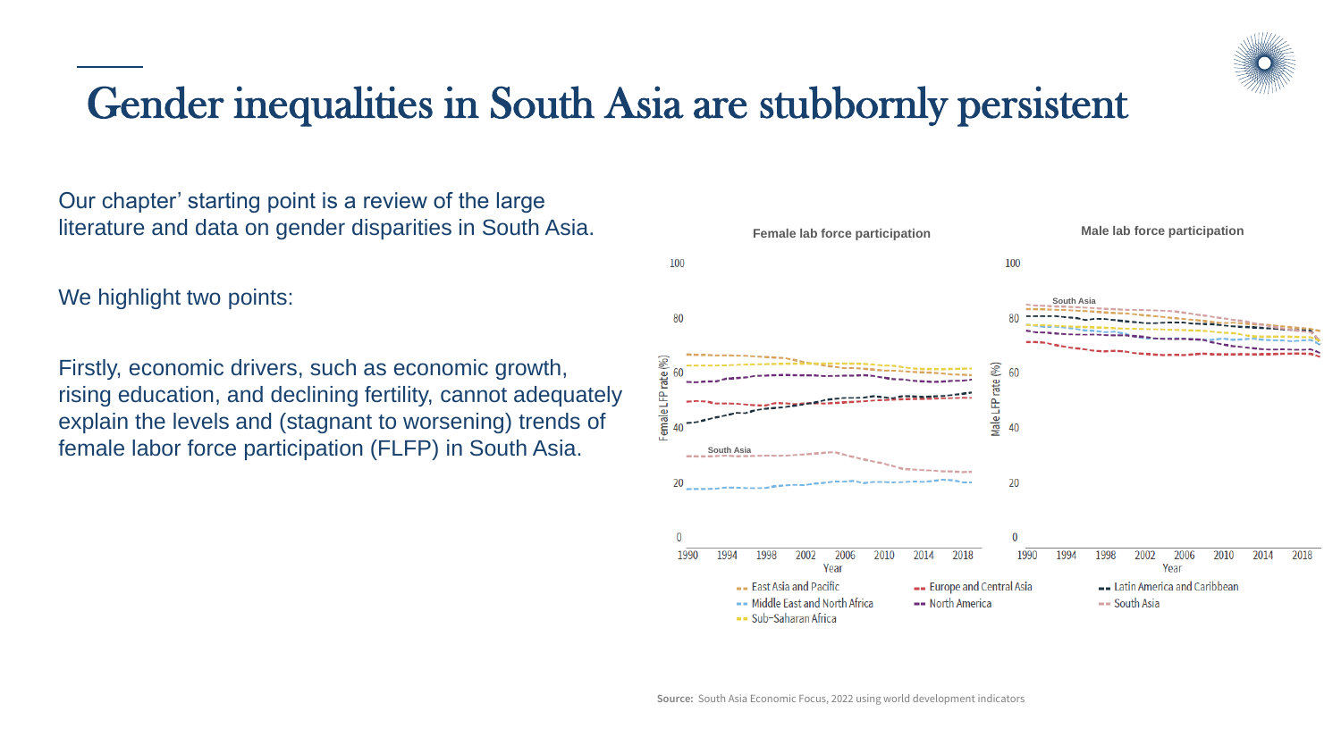# Gender inequalities in South Asia are stubbornly persistent

Our chapter' starting point is a review of the large literature and data on gender disparities in South Asia.

We highlight two points:

Firstly, economic drivers, such as economic growth, rising education, and declining fertility, cannot adequately explain the levels and (stagnant to worsening) trends of female labor force participation (FLFP) in South Asia.

Female lab force participation

Male lab force participation

Legend: East Asia and Pacific; Europe and Central Asia; Latin America and Caribbean; Middle East and North Africa; North America; South Asia; Sub-Saharan Africa

**Source:** South Asia Economic Focus, 2022 using world development indicators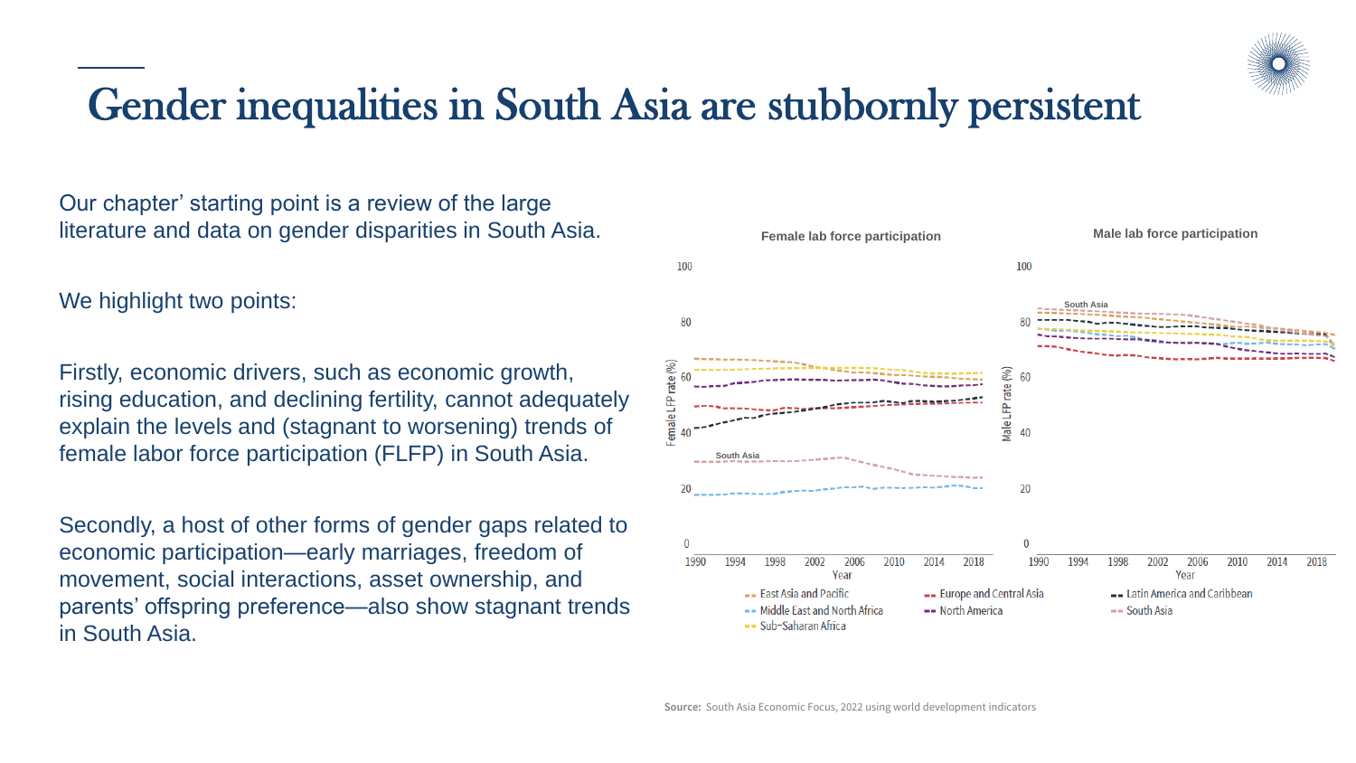# Gender inequalities in South Asia are stubbornly persistent

Our chapter' starting point is a review of the large literature and data on gender disparities in South Asia.

We highlight two points:

Firstly, economic drivers, such as economic growth, rising education, and declining fertility, cannot adequately explain the levels and (stagnant to worsening) trends of female labor force participation (FLFP) in South Asia.

Secondly, a host of other forms of gender gaps related to economic participation—early marriages, freedom of movement, social interactions, asset ownership, and parents' offspring preference—also show stagnant trends in South Asia.

Female lab force participation

Male lab force participation

East Asia and Pacific; Europe and Central Asia; Latin America and Caribbean; Middle East and North Africa; North America; South Asia; Sub-Saharan Africa

**Source:** South Asia Economic Focus, 2022 using world development indicators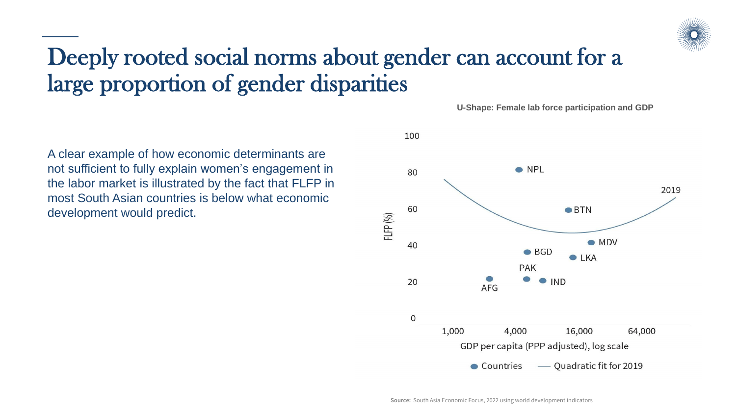# Deeply rooted social norms about gender can account for a large proportion of gender disparities

A clear example of how economic determinants are not sufficient to fully explain women's engagement in the labor market is illustrated by the fact that FLFP in most South Asian countries is below what economic development would predict.

**U-Shape: Female lab force participation and GDP**

100

80

60

40

20

0

FLFP (%)

NPL

BTN

MDV

BGD

LKA

PAK

AFG

IND

2019

1,000 4,000 16,000 64,000

GDP per capita (PPP adjusted), log scale

Countries — Quadratic fit for 2019

**Source:** South Asia Economic Focus, 2022 using world development indicators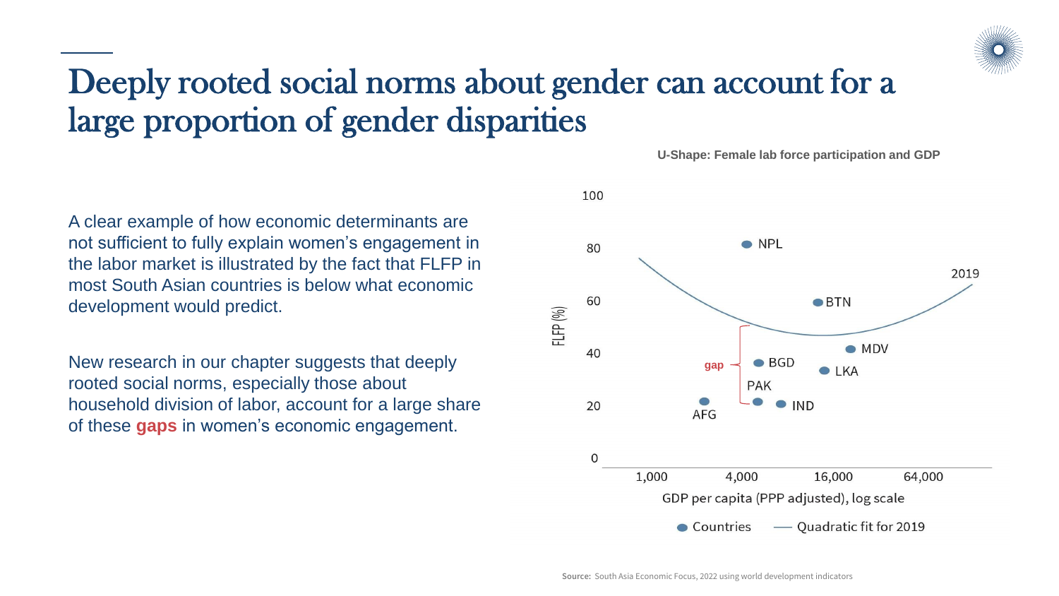# Deeply rooted social norms about gender can account for a large proportion of gender disparities

A clear example of how economic determinants are not sufficient to fully explain women's engagement in the labor market is illustrated by the fact that FLFP in most South Asian countries is below what economic development would predict.

New research in our chapter suggests that deeply rooted social norms, especially those about household division of labor, account for a large share of these **gaps** in women's economic engagement.

**U-Shape: Female lab force participation and GDP**

Source: South Asia Economic Focus, 2022 using world development indicators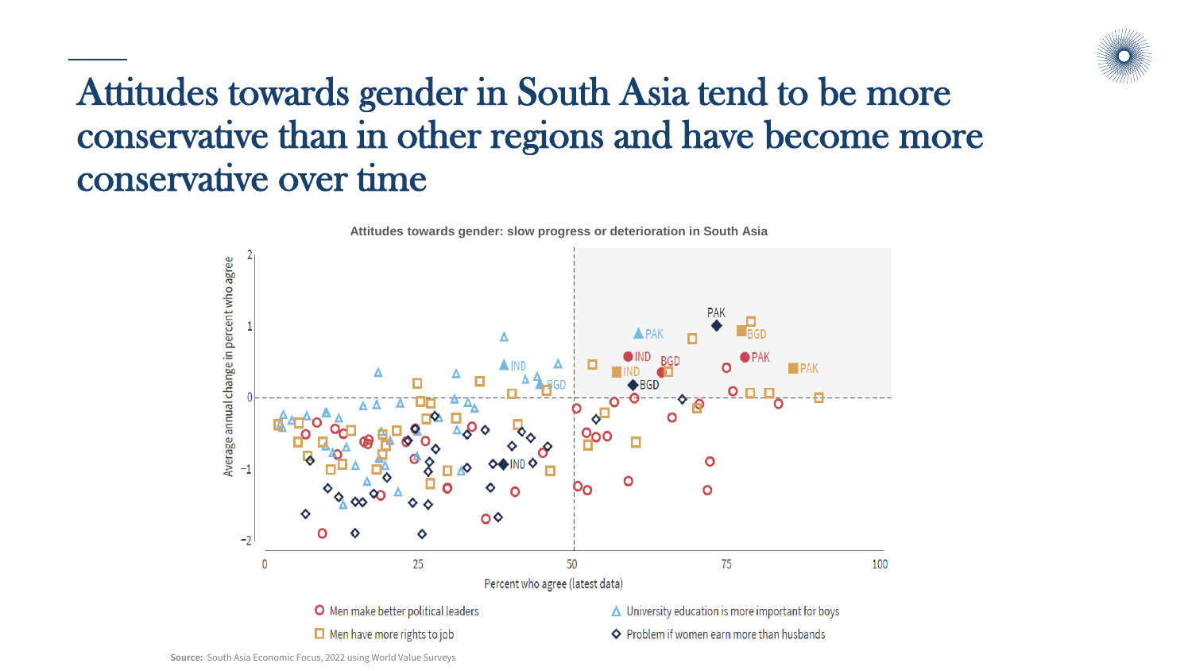# Attitudes towards gender in South Asia tend to be more conservative than in other regions and have become more conservative over time

**Attitudes towards gender: slow progress or deterioration in South Asia**

Percent who agree (latest data)

Average annual change in percent who agree

- Men make better political leaders
- Men have more rights to job
- University education is more important for boys
- Problem if women earn more than husbands

**Source:** South Asia Economic Focus, 2022 using World Value Surveys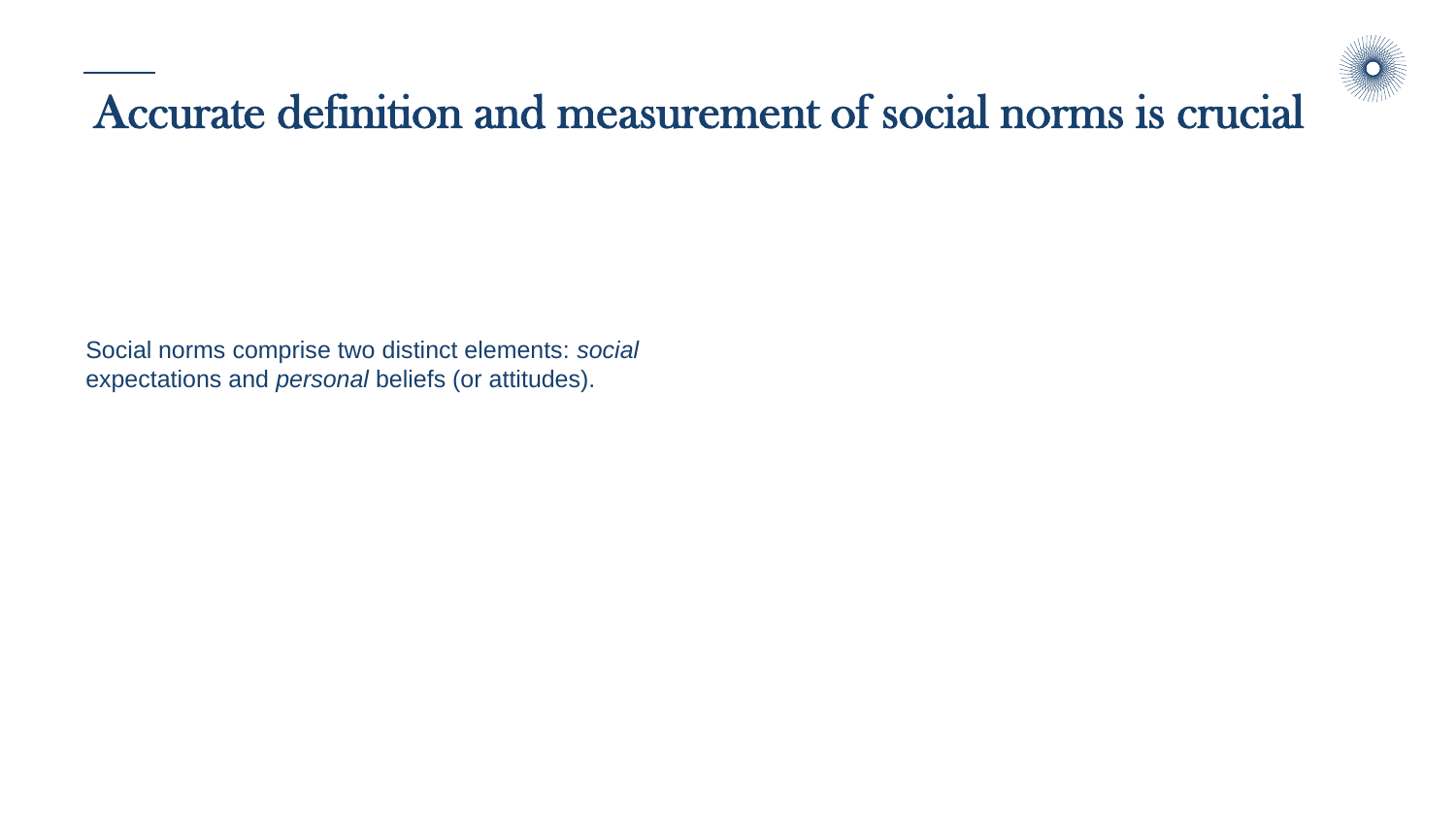# Accurate definition and measurement of social norms is crucial

Social norms comprise two distinct elements: *social* expectations and *personal* beliefs (or attitudes).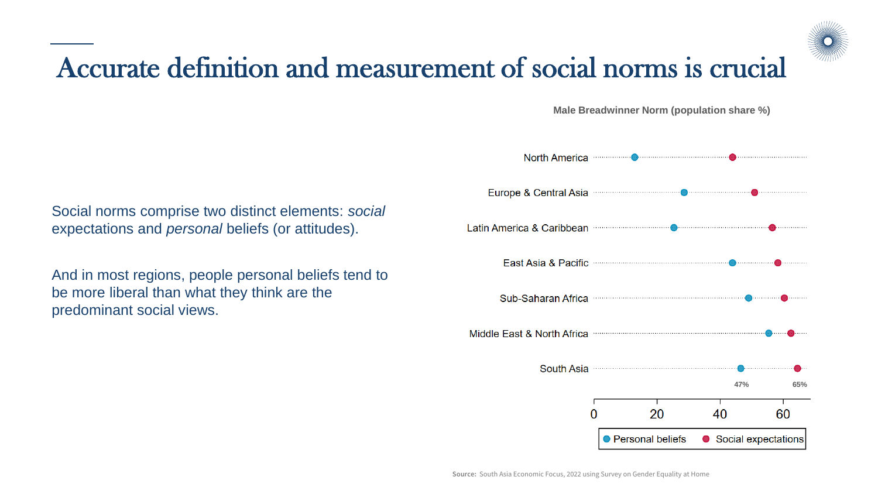# Accurate definition and measurement of social norms is crucial

Social norms comprise two distinct elements: *social* expectations and *personal* beliefs (or attitudes).

And in most regions, people personal beliefs tend to be more liberal than what they think are the predominant social views.

**Male Breadwinner Norm (population share %)**

North America

Europe & Central Asia

Latin America & Caribbean

East Asia & Pacific

Sub-Saharan Africa

Middle East & North Africa

South Asia

47% 65%

0 20 40 60

Personal beliefs Social expectations

**Source:** South Asia Economic Focus, 2022 using Survey on Gender Equality at Home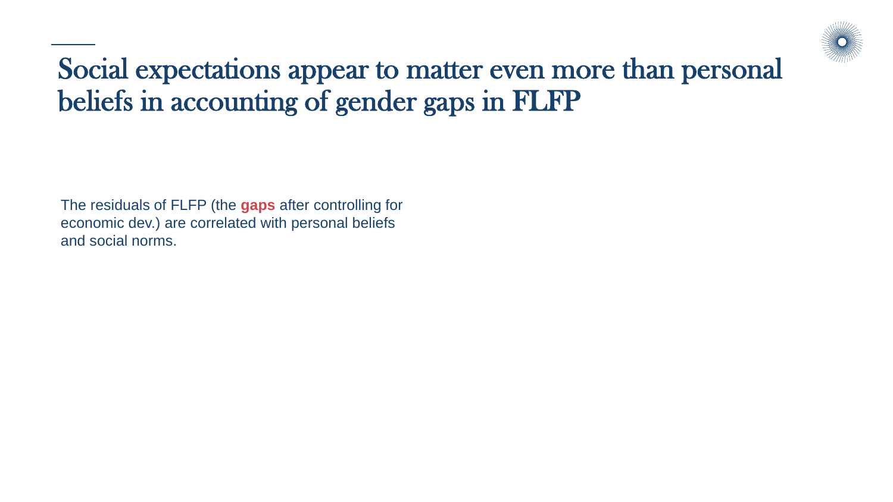# Social expectations appear to matter even more than personal beliefs in accounting of gender gaps in FLFP

The residuals of FLFP (the **gaps** after controlling for economic dev.) are correlated with personal beliefs and social norms.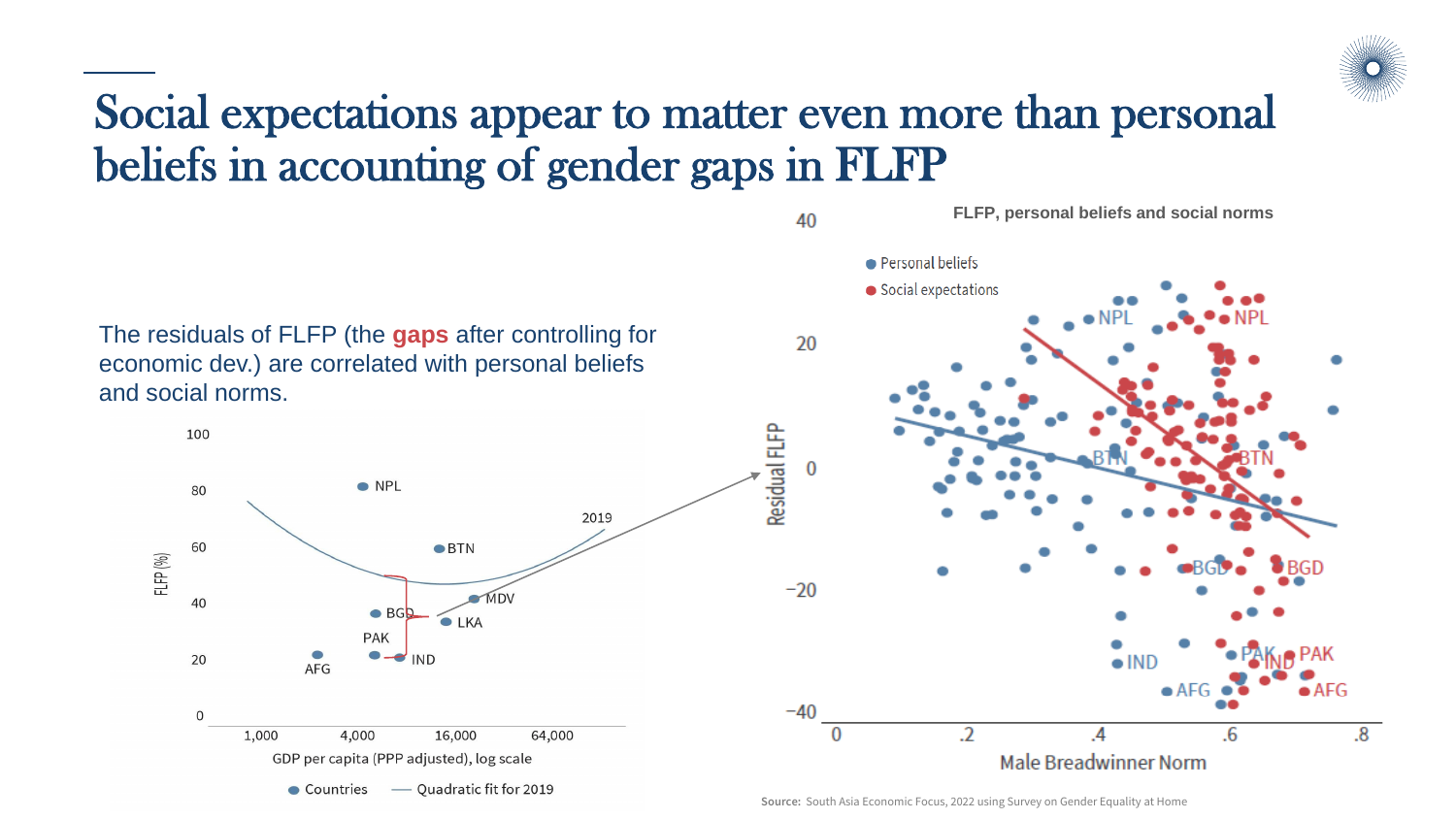# Social expectations appear to matter even more than personal beliefs in accounting of gender gaps in FLFP

The residuals of FLFP (the **gaps** after controlling for economic dev.) are correlated with personal beliefs and social norms.

FLFP (%)

100, 80, 60, 40, 20, 0

NPL, BTN, MDV, LKA, BGD, PAK, IND, AFG, 2019

1,000 4,000 16,000 64,000

GDP per capita (PPP adjusted), log scale

Countries — Quadratic fit for 2019

**FLFP, personal beliefs and social norms**

Personal beliefs
Social expectations

Residual FLFP

40, 20, 0, −20, −40

NPL, BTN, BGD, PAK, IND, AFG

0 .2 .4 .6 .8

Male Breadwinner Norm

**Source:** South Asia Economic Focus, 2022 using Survey on Gender Equality at Home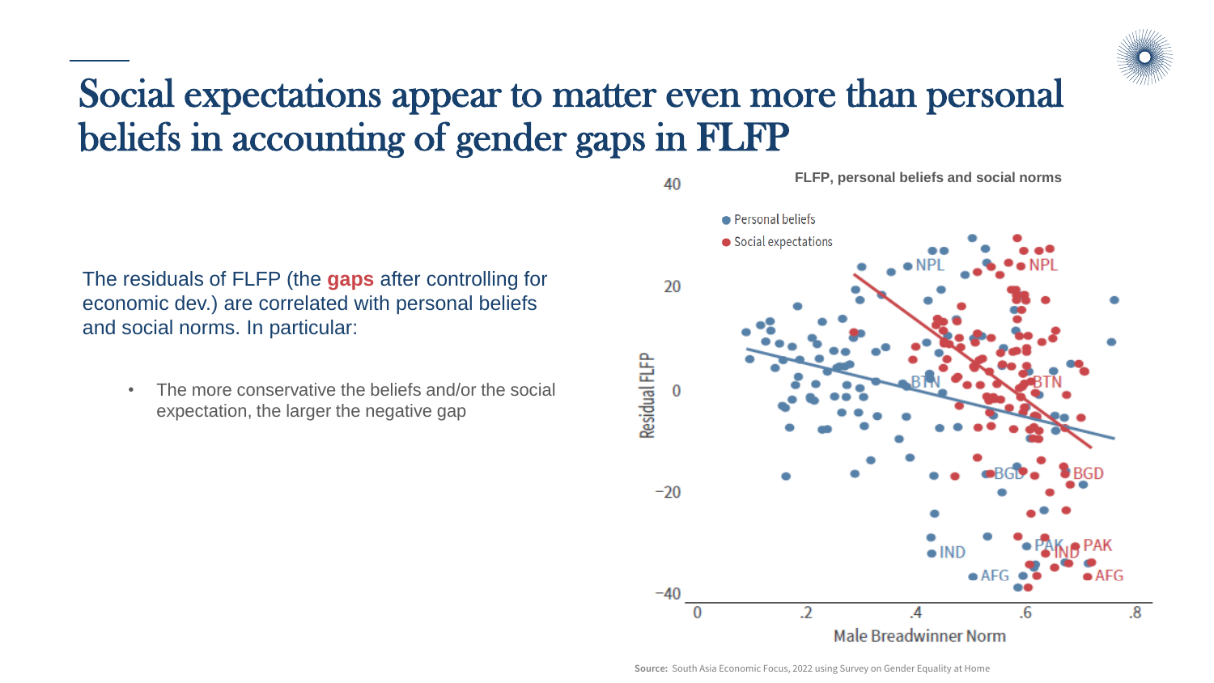# Social expectations appear to matter even more than personal beliefs in accounting of gender gaps in FLFP

The residuals of FLFP (the **gaps** after controlling for economic dev.) are correlated with personal beliefs and social norms. In particular:

- The more conservative the beliefs and/or the social expectation, the larger the negative gap

**FLFP, personal beliefs and social norms**

**Source:** South Asia Economic Focus, 2022 using Survey on Gender Equality at Home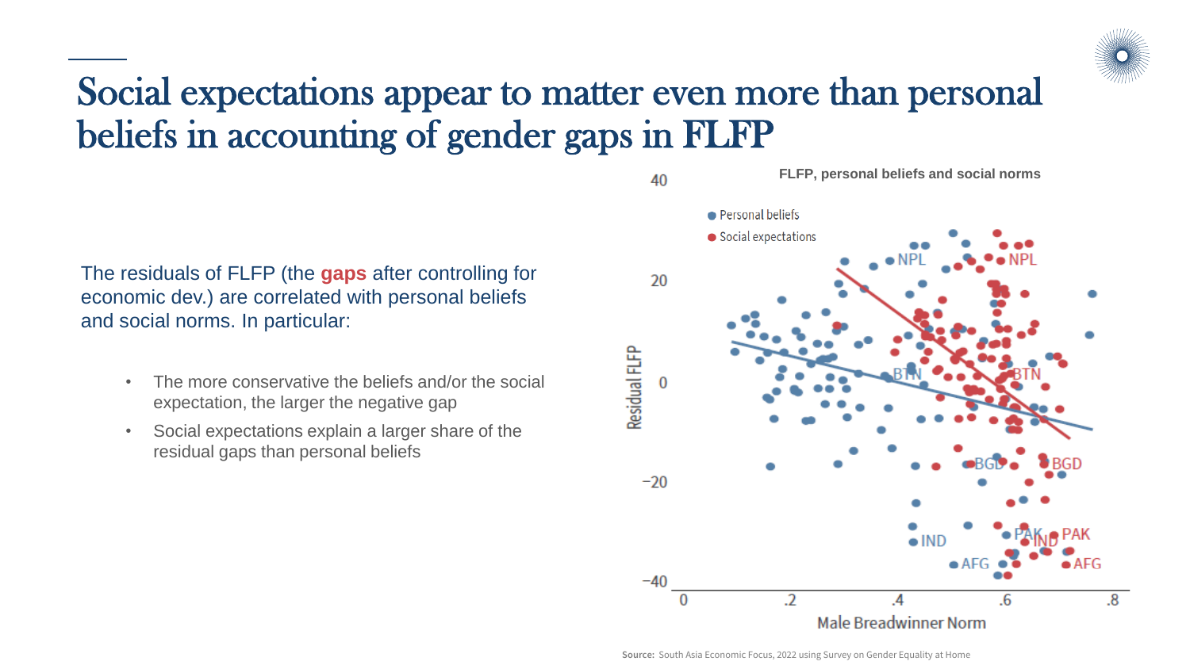# Social expectations appear to matter even more than personal beliefs in accounting of gender gaps in FLFP

The residuals of FLFP (the **gaps** after controlling for economic dev.) are correlated with personal beliefs and social norms. In particular:

- The more conservative the beliefs and/or the social expectation, the larger the negative gap
- Social expectations explain a larger share of the residual gaps than personal beliefs

**FLFP, personal beliefs and social norms**

**Source:** South Asia Economic Focus, 2022 using Survey on Gender Equality at Home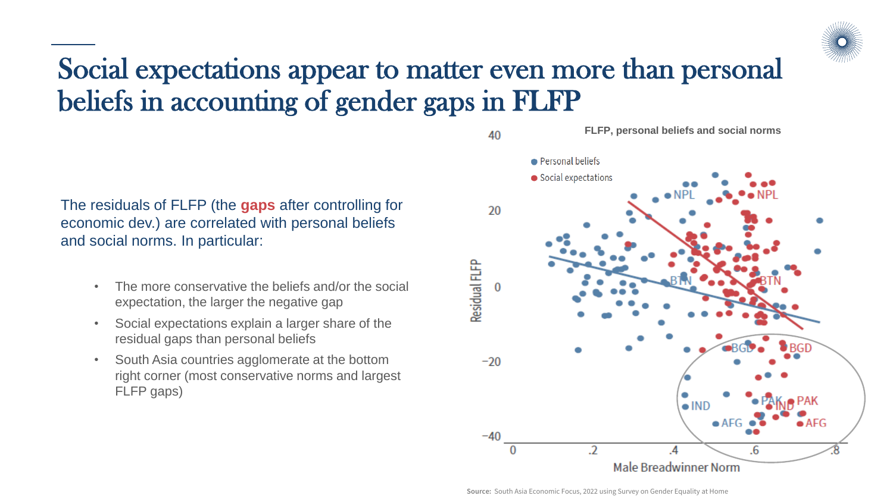# Social expectations appear to matter even more than personal beliefs in accounting of gender gaps in FLFP

The residuals of FLFP (the **gaps** after controlling for economic dev.) are correlated with personal beliefs and social norms. In particular:

- The more conservative the beliefs and/or the social expectation, the larger the negative gap
- Social expectations explain a larger share of the residual gaps than personal beliefs
- South Asia countries agglomerate at the bottom right corner (most conservative norms and largest FLFP gaps)

**FLFP, personal beliefs and social norms**

Source: South Asia Economic Focus, 2022 using Survey on Gender Equality at Home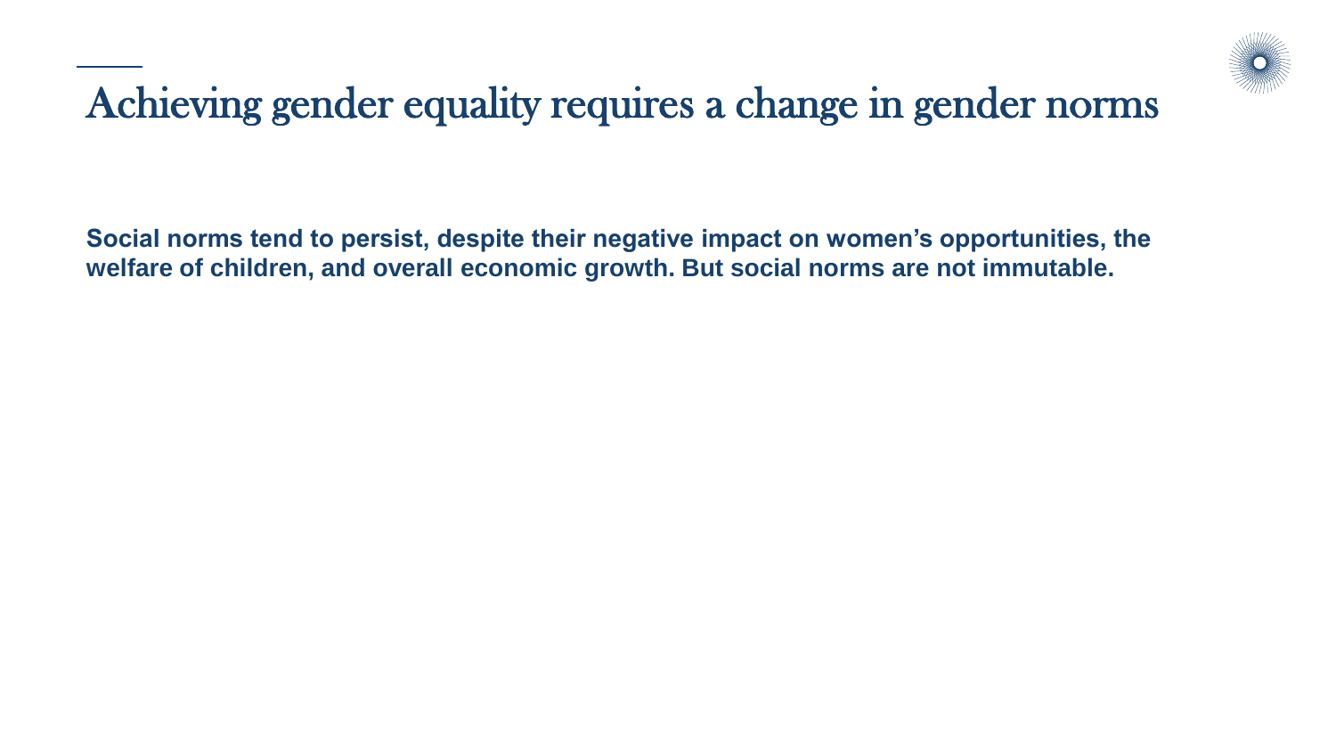# Achieving gender equality requires a change in gender norms

**Social norms tend to persist, despite their negative impact on women's opportunities, the welfare of children, and overall economic growth. But social norms are not immutable.**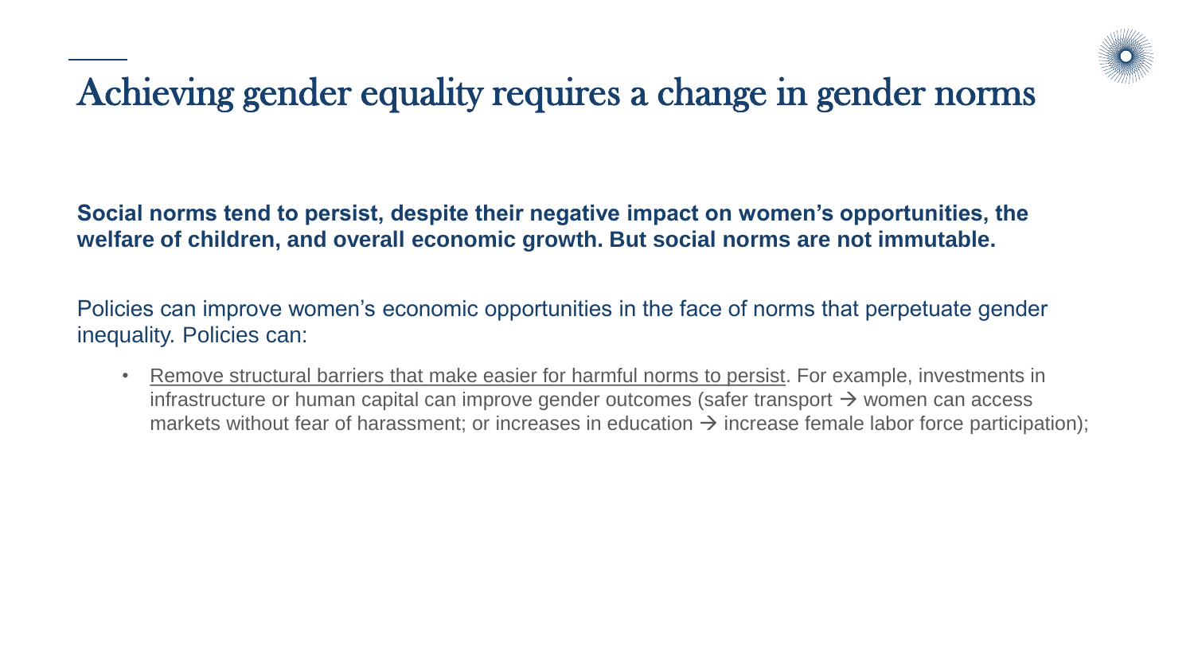# Achieving gender equality requires a change in gender norms

**Social norms tend to persist, despite their negative impact on women's opportunities, the welfare of children, and overall economic growth. But social norms are not immutable.**

Policies can improve women's economic opportunities in the face of norms that perpetuate gender inequality. Policies can:

- <u>Remove structural barriers that make easier for harmful norms to persist</u>. For example, investments in infrastructure or human capital can improve gender outcomes (safer transport → women can access markets without fear of harassment; or increases in education → increase female labor force participation);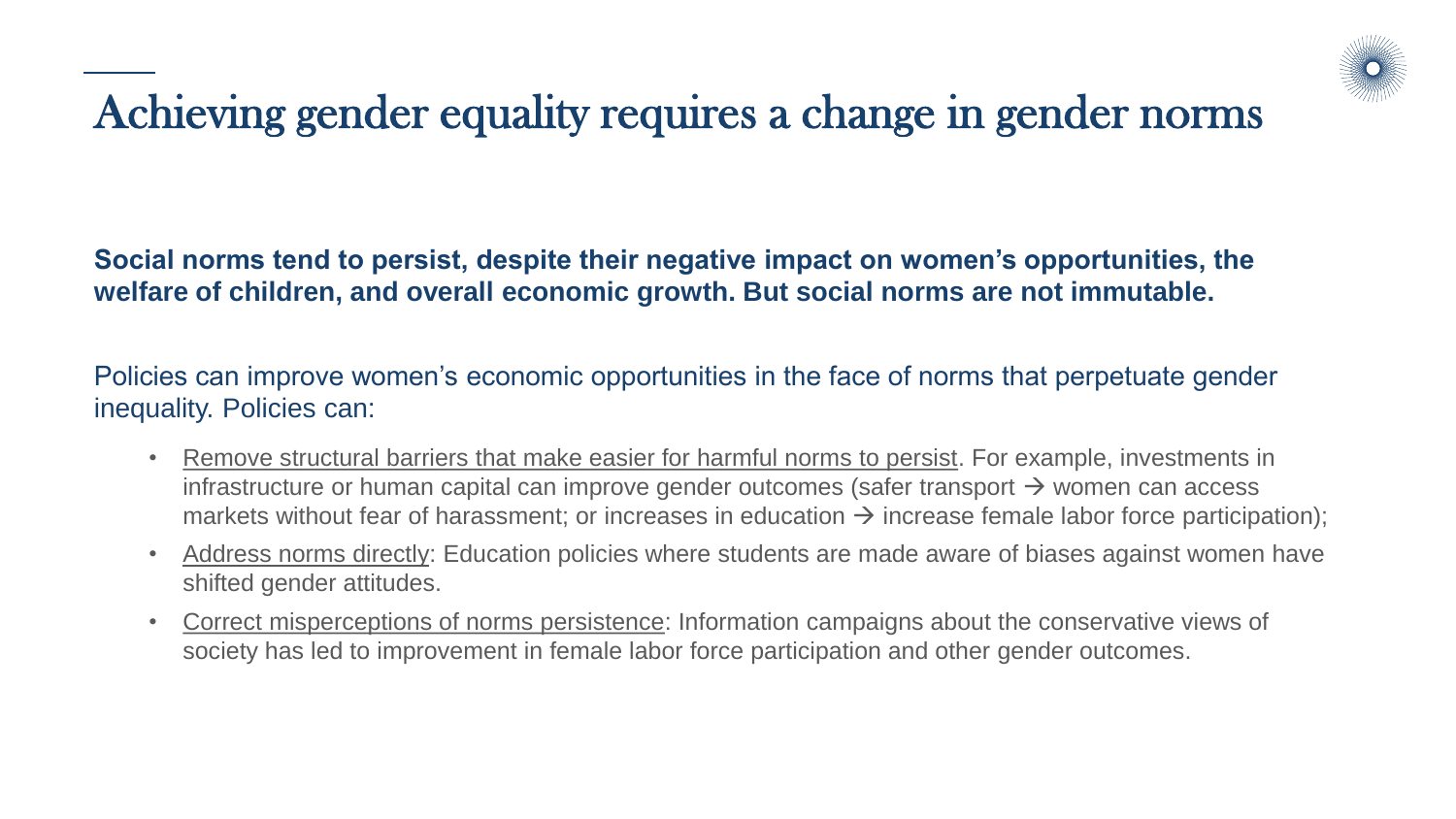# Achieving gender equality requires a change in gender norms

**Social norms tend to persist, despite their negative impact on women's opportunities, the welfare of children, and overall economic growth. But social norms are not immutable.**

Policies can improve women's economic opportunities in the face of norms that perpetuate gender inequality. Policies can:

- <u>Remove structural barriers that make easier for harmful norms to persist</u>. For example, investments in infrastructure or human capital can improve gender outcomes (safer transport → women can access markets without fear of harassment; or increases in education → increase female labor force participation);
- <u>Address norms directly</u>: Education policies where students are made aware of biases against women have shifted gender attitudes.
- <u>Correct misperceptions of norms persistence</u>: Information campaigns about the conservative views of society has led to improvement in female labor force participation and other gender outcomes.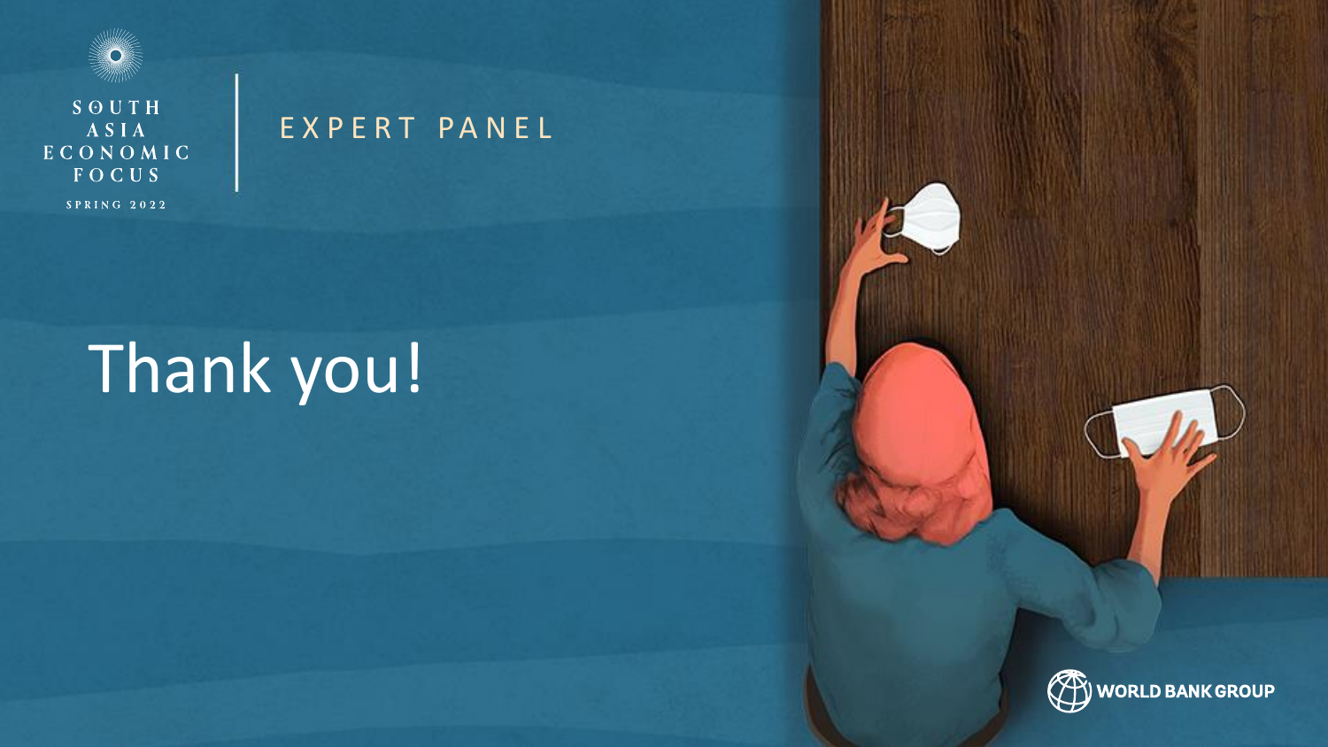SOUTH ASIA ECONOMIC FOCUS

SPRING 2022

EXPERT PANEL

# Thank you!

WORLD BANK GROUP